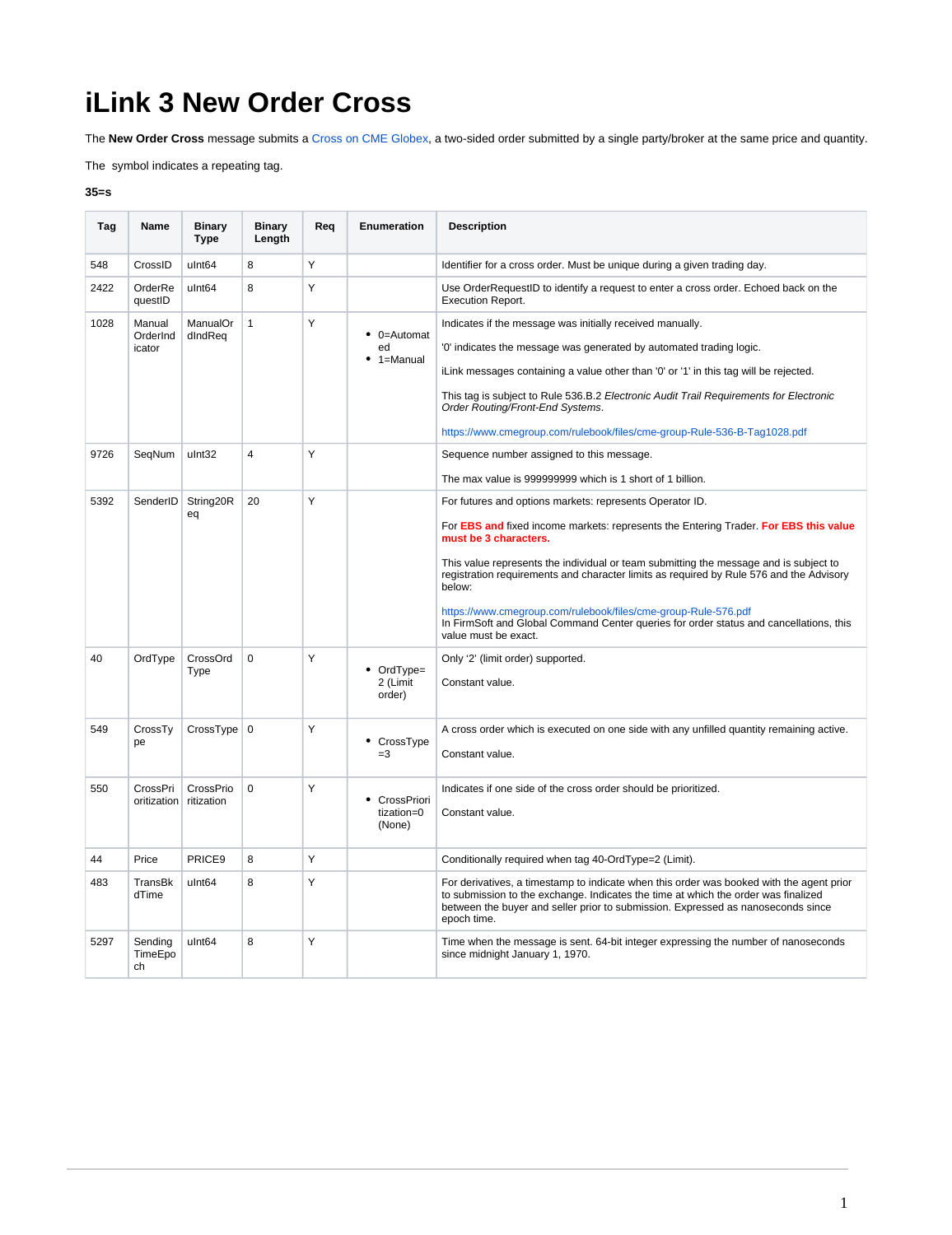# iLink 3 New Order Cross

The **New Order Cross** message submits a Cross on CME Globex, a two-sided order submitted by a single party/broker at the same price and quantity.

The  symbol indicates a repeating tag.

**35=s**

| Tag | Name | Binary Type | Binary Length | Req | Enumeration | Description |
|---|---|---|---|---|---|---|
| 548 | CrossID | uInt64 | 8 | Y | | Identifier for a cross order. Must be unique during a given trading day. |
| 2422 | OrderRequestID | uInt64 | 8 | Y | | Use OrderRequestID to identify a request to enter a cross order. Echoed back on the Execution Report. |
| 1028 | ManualOrderIndicator | ManualOrdIndReq | 1 | Y | • 0=Automated<br>• 1=Manual | Indicates if the message was initially received manually.<br><br>'0' indicates the message was generated by automated trading logic.<br><br>iLink messages containing a value other than '0' or '1' in this tag will be rejected.<br><br>This tag is subject to Rule 536.B.2 *Electronic Audit Trail Requirements for Electronic Order Routing/Front-End Systems*.<br><br>https://www.cmegroup.com/rulebook/files/cme-group-Rule-536-B-Tag1028.pdf |
| 9726 | SeqNum | uInt32 | 4 | Y | | Sequence number assigned to this message.<br><br>The max value is 999999999 which is 1 short of 1 billion. |
| 5392 | SenderID | String20Req | 20 | Y | | For futures and options markets: represents Operator ID.<br><br>For **EBS and** fixed income markets: represents the Entering Trader. **For EBS this value must be 3 characters.**<br><br>This value represents the individual or team submitting the message and is subject to registration requirements and character limits as required by Rule 576 and the Advisory below:<br><br>https://www.cmegroup.com/rulebook/files/cme-group-Rule-576.pdf<br>In FirmSoft and Global Command Center queries for order status and cancellations, this value must be exact. |
| 40 | OrdType | CrossOrdType | 0 | Y | • OrdType=2 (Limit order) | Only '2' (limit order) supported.<br><br>Constant value. |
| 549 | CrossType | CrossType | 0 | Y | • CrossType=3 | A cross order which is executed on one side with any unfilled quantity remaining active.<br><br>Constant value. |
| 550 | CrossPrioritization | CrossPrioritization | 0 | Y | • CrossPrioritization=0 (None) | Indicates if one side of the cross order should be prioritized.<br><br>Constant value. |
| 44 | Price | PRICE9 | 8 | Y | | Conditionally required when tag 40-OrdType=2 (Limit). |
| 483 | TransBkdTime | uInt64 | 8 | Y | | For derivatives, a timestamp to indicate when this order was booked with the agent prior to submission to the exchange. Indicates the time at which the order was finalized between the buyer and seller prior to submission. Expressed as nanoseconds since epoch time. |
| 5297 | SendingTimeEpoch | uInt64 | 8 | Y | | Time when the message is sent. 64-bit integer expressing the number of nanoseconds since midnight January 1, 1970. |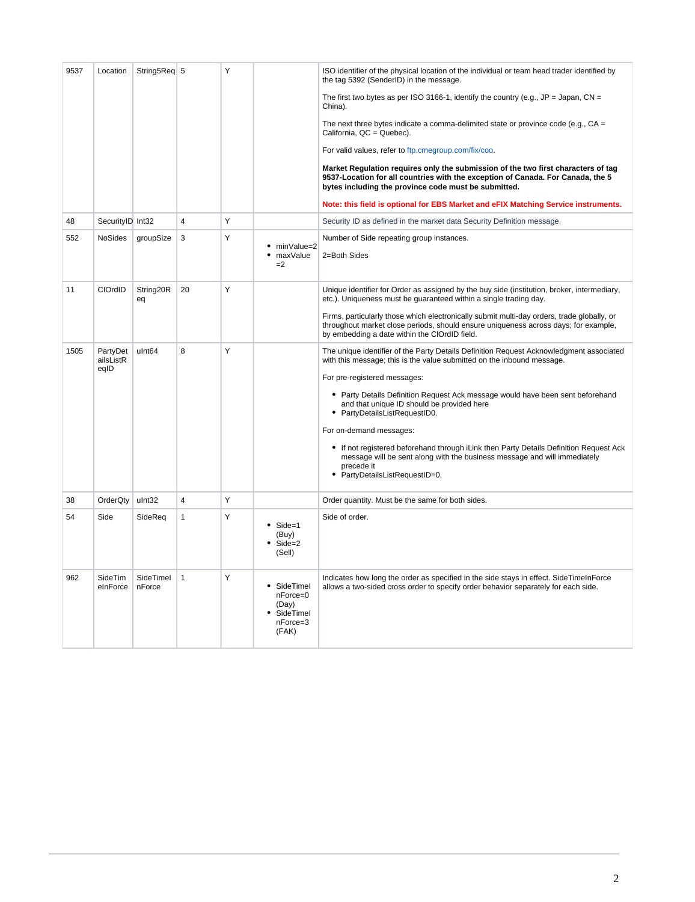| | | | | | | |
|---|---|---|---|---|---|---|
| 9537 | Location | String5Req | 5 | Y | | ISO identifier of the physical location of the individual or team head trader identified by the tag 5392 (SenderID) in the message.<br><br>The first two bytes as per ISO 3166-1, identify the country (e.g., JP = Japan, CN = China).<br><br>The next three bytes indicate a comma-delimited state or province code (e.g., CA = California, QC = Quebec).<br><br>For valid values, refer to ftp.cmegroup.com/fix/coo.<br><br>**Market Regulation requires only the submission of the two first characters of tag 9537-Location for all countries with the exception of Canada. For Canada, the 5 bytes including the province code must be submitted.**<br><br>**Note: this field is optional for EBS Market and eFIX Matching Service instruments.** |
| 48 | SecurityID | Int32 | 4 | Y | | Security ID as defined in the market data Security Definition message. |
| 552 | NoSides | groupSize | 3 | Y | • minValue=2<br>• maxValue=2 | Number of Side repeating group instances.<br><br>2=Both Sides |
| 11 | ClOrdID | String20Req | 20 | Y | | Unique identifier for Order as assigned by the buy side (institution, broker, intermediary, etc.). Uniqueness must be guaranteed within a single trading day.<br><br>Firms, particularly those which electronically submit multi-day orders, trade globally, or throughout market close periods, should ensure uniqueness across days; for example, by embedding a date within the ClOrdID field. |
| 1505 | PartyDetailsListReqID | uInt64 | 8 | Y | | The unique identifier of the Party Details Definition Request Acknowledgment associated with this message; this is the value submitted on the inbound message.<br><br>For pre-registered messages:<br><br>• Party Details Definition Request Ack message would have been sent beforehand and that unique ID should be provided here<br>• PartyDetailsListRequestID0.<br><br>For on-demand messages:<br><br>• If not registered beforehand through iLink then Party Details Definition Request Ack message will be sent along with the business message and will immediately precede it<br>• PartyDetailsListRequestID=0. |
| 38 | OrderQty | uInt32 | 4 | Y | | Order quantity. Must be the same for both sides. |
| 54 | Side | SideReq | 1 | Y | • Side=1 (Buy)<br>• Side=2 (Sell) | Side of order. |
| 962 | SideTimeInForce | SideTimeInForce | 1 | Y | • SideTimeInForce=0 (Day)<br>• SideTimeInForce=3 (FAK) | Indicates how long the order as specified in the side stays in effect. SideTimeInForce allows a two-sided cross order to specify order behavior separately for each side. |